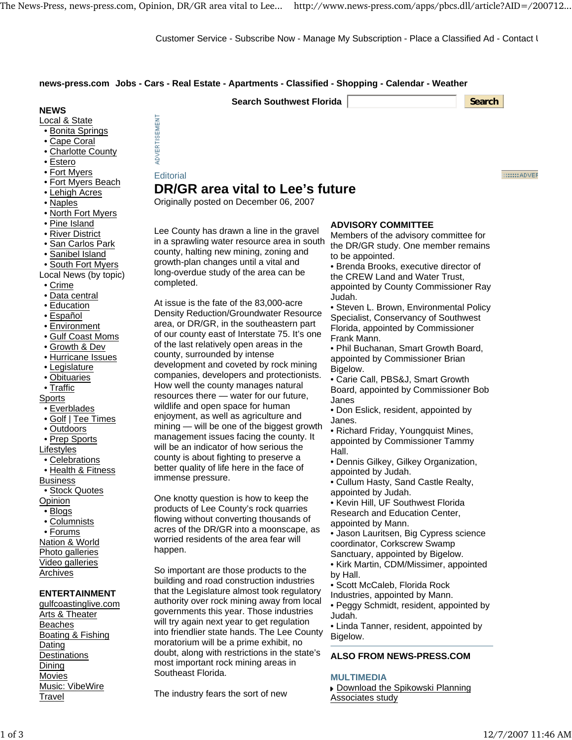Editorial

# DR/GR area vital to Lee's future

Originally posted on December 06, 2007

Lee County has drawn a line in the gravel in a sprawling water resource area in south county, halting new mining, zoning and growth-plan changes until a vital and long-overdue study of the area can be completed.

At issue is the fate of the 83,000-acre Density Reduction/Groundwater Resource area, or DR/GR, in the southeastern part of our county east of Interstate 75. It's one of the last relatively open areas in the county, surrounded by intense development and coveted by rock mining companies, developers and protectionists. How well the county manages natural resources there — water for our future, wildlife and open space for human enjoyment, as well as agriculture and mining — will be one of the biggest growth management issues facing the county. It will be an indicator of how serious the county is about fighting to preserve a better quality of life here in the face of immense pressure.

One knotty question is how to keep the products of Lee County's rock quarries flowing without converting thousands of acres of the DR/GR into a moonscape, as worried residents of the area fear will happen.

So important are those products to the building and road construction industries that the Legislature almost took regulatory authority over rock mining away from local governments this year. Those industries will try again next year to get regulation into friendlier state hands. The Lee County moratorium will be a prime exhibit, no doubt, along with restrictions in the state's most important rock mining areas in Southeast Florida.

The industry fears the sort of new

### ADVISORY COMMITTEE

Members of the advisory committee for the DR/GR study. One member remains to be appointed.

- Brenda Brooks, executive director of the CREW Land and Water Trust, appointed by County Commissioner Ray Judah.
- Steven L. Brown, Environmental Policy Specialist, Conservancy of Southwest Florida, appointed by Commissioner Frank Mann.
- Phil Buchanan, Smart Growth Board, appointed by Commissioner Brian Bigelow.
- Carie Call, PBS&J, Smart Growth Board, appointed by Commissioner Bob Janes
- Don Eslick, resident, appointed by Janes.
- Richard Friday, Youngquist Mines, appointed by Commissioner Tammy Hall.
- Dennis Gilkey, Gilkey Organization, appointed by Judah.
- Cullum Hasty, Sand Castle Realty, appointed by Judah.
- Kevin Hill, UF Southwest Florida Research and Education Center, appointed by Mann.
- Jason Lauritsen, Big Cypress science coordinator, Corkscrew Swamp Sanctuary, appointed by Bigelow.
- Kirk Martin, CDM/Missimer, appointed by Hall.
- Scott McCaleb, Florida Rock Industries, appointed by Mann.
- Peggy Schmidt, resident, appointed by Judah.
- Linda Tanner, resident, appointed by Bigelow.

### ALSO FROM NEWS-PRESS.COM

**MULTIMEDIA**

- Download the Spikowski Planning Associates study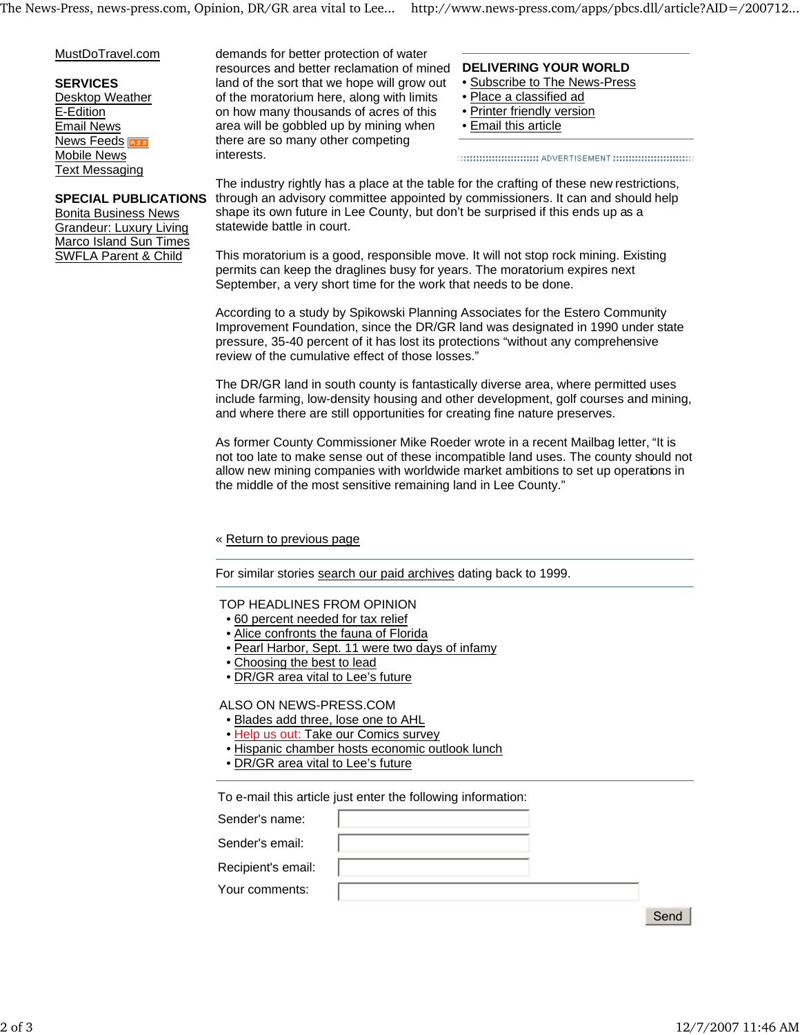MustDoTravel.com

**SERVICES**

- Desktop Weather
- E-Edition
- Email News
- News Feeds RSS
- Mobile News
- Text Messaging

**SPECIAL PUBLICATIONS**

- Bonita Business News
- Grandeur: Luxury Living
- Marco Island Sun Times
- SWFLA Parent & Child

demands for better protection of water resources and better reclamation of mined land of the sort that we hope will grow out of the moratorium here, along with limits on how many thousands of acres of this area will be gobbled up by mining when there are so many other competing interests.

**DELIVERING YOUR WORLD**

- Subscribe to The News-Press
- Place a classified ad
- Printer friendly version
- Email this article

ADVERTISEMENT

The industry rightly has a place at the table for the crafting of these new restrictions, through an advisory committee appointed by commissioners. It can and should help shape its own future in Lee County, but don't be surprised if this ends up as a statewide battle in court.

This moratorium is a good, responsible move. It will not stop rock mining. Existing permits can keep the draglines busy for years. The moratorium expires next September, a very short time for the work that needs to be done.

According to a study by Spikowski Planning Associates for the Estero Community Improvement Foundation, since the DR/GR land was designated in 1990 under state pressure, 35-40 percent of it has lost its protections "without any comprehensive review of the cumulative effect of those losses."

The DR/GR land in south county is fantastically diverse area, where permitted uses include farming, low-density housing and other development, golf courses and mining, and where there are still opportunities for creating fine nature preserves.

As former County Commissioner Mike Roeder wrote in a recent Mailbag letter, "It is not too late to make sense out of these incompatible land uses. The county should not allow new mining companies with worldwide market ambitions to set up operations in the middle of the most sensitive remaining land in Lee County."

« Return to previous page

For similar stories search our paid archives dating back to 1999.

TOP HEADLINES FROM OPINION

- 60 percent needed for tax relief
- Alice confronts the fauna of Florida
- Pearl Harbor, Sept. 11 were two days of infamy
- Choosing the best to lead
- DR/GR area vital to Lee's future

ALSO ON NEWS-PRESS.COM

- Blades add three, lose one to AHL
- Help us out: Take our Comics survey
- Hispanic chamber hosts economic outlook lunch
- DR/GR area vital to Lee's future

To e-mail this article just enter the following information:

Sender's name:

Sender's email:

Recipient's email:

Your comments:

Send